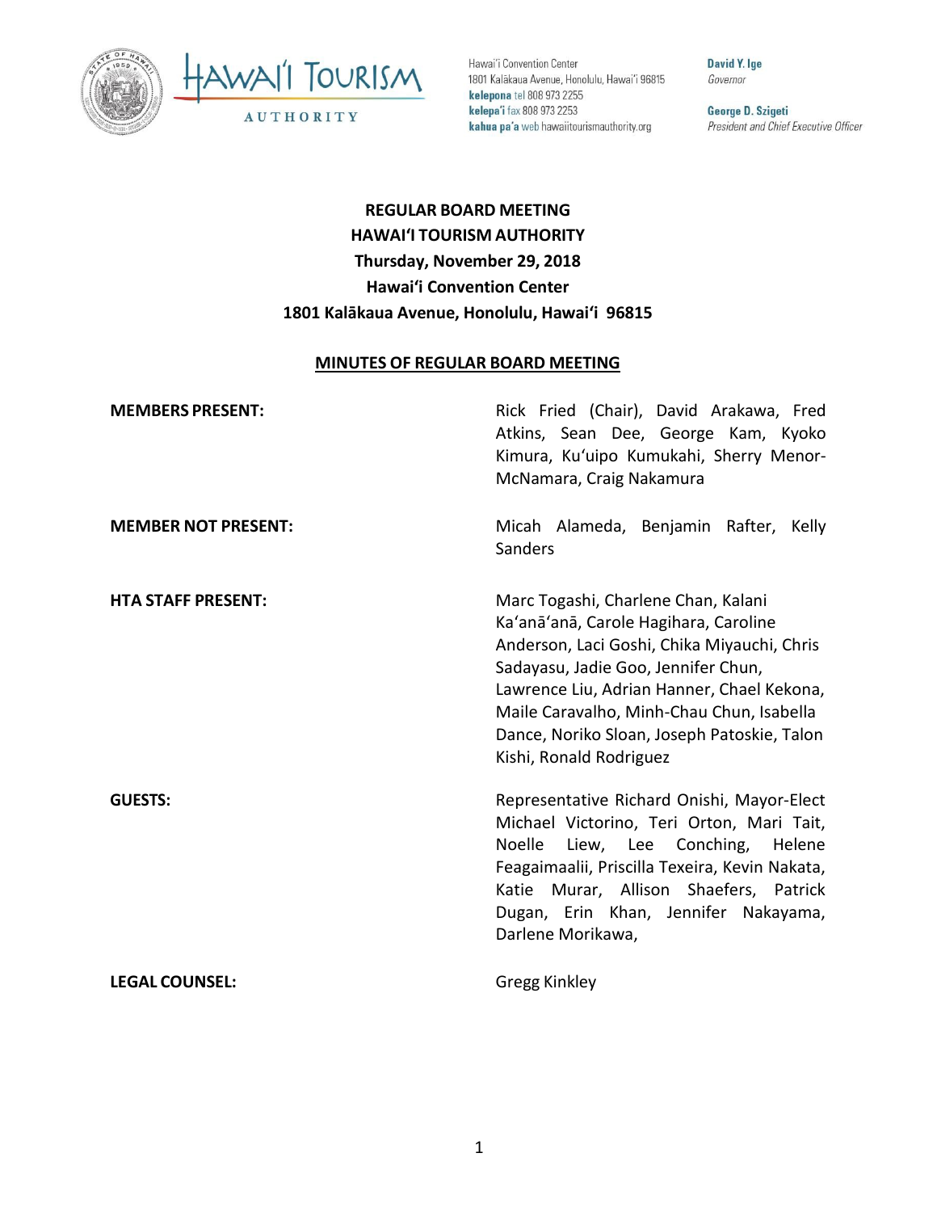Hawaiʻi Convention Center
1801 Kalākaua Avenue, Honolulu, Hawaiʻi 96815
**kelepona** tel 808 973 2255
**kelepaʻi** fax 808 973 2253
**kahua paʻa** web hawaiitourismauthority.org

**David Y. Ige**
*Governor*

**George D. Szigeti**
*President and Chief Executive Officer*

# REGULAR BOARD MEETING
# HAWAIʻI TOURISM AUTHORITY
## Thursday, November 29, 2018
## Hawaiʻi Convention Center
## 1801 Kalākaua Avenue, Honolulu, Hawaiʻi 96815

**MINUTES OF REGULAR BOARD MEETING**

**MEMBERS PRESENT:** Rick Fried (Chair), David Arakawa, Fred Atkins, Sean Dee, George Kam, Kyoko Kimura, Kuʻuipo Kumukahi, Sherry Menor-McNamara, Craig Nakamura

**MEMBER NOT PRESENT:** Micah Alameda, Benjamin Rafter, Kelly Sanders

**HTA STAFF PRESENT:** Marc Togashi, Charlene Chan, Kalani Kaʻanāʻanā, Carole Hagihara, Caroline Anderson, Laci Goshi, Chika Miyauchi, Chris Sadayasu, Jadie Goo, Jennifer Chun, Lawrence Liu, Adrian Hanner, Chael Kekona, Maile Caravalho, Minh-Chau Chun, Isabella Dance, Noriko Sloan, Joseph Patoskie, Talon Kishi, Ronald Rodriguez

**GUESTS:** Representative Richard Onishi, Mayor-Elect Michael Victorino, Teri Orton, Mari Tait, Noelle Liew, Lee Conching, Helene Feagaimaalii, Priscilla Texeira, Kevin Nakata, Katie Murar, Allison Shaefers, Patrick Dugan, Erin Khan, Jennifer Nakayama, Darlene Morikawa,

**LEGAL COUNSEL:** Gregg Kinkley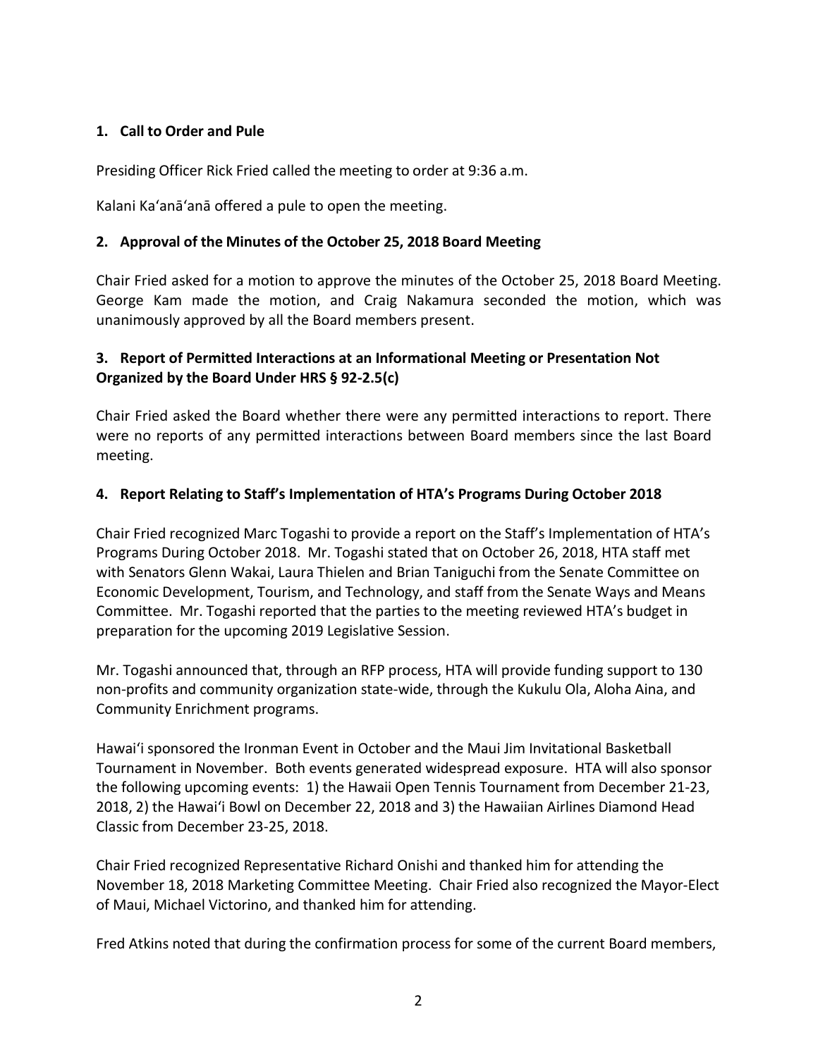**1. Call to Order and Pule**

Presiding Officer Rick Fried called the meeting to order at 9:36 a.m.

Kalani Kaʻanāʻanā offered a pule to open the meeting.

**2. Approval of the Minutes of the October 25, 2018 Board Meeting**

Chair Fried asked for a motion to approve the minutes of the October 25, 2018 Board Meeting. George Kam made the motion, and Craig Nakamura seconded the motion, which was unanimously approved by all the Board members present.

**3. Report of Permitted Interactions at an Informational Meeting or Presentation Not Organized by the Board Under HRS § 92-2.5(c)**

Chair Fried asked the Board whether there were any permitted interactions to report. There were no reports of any permitted interactions between Board members since the last Board meeting.

**4. Report Relating to Staff's Implementation of HTA's Programs During October 2018**

Chair Fried recognized Marc Togashi to provide a report on the Staff's Implementation of HTA's Programs During October 2018. Mr. Togashi stated that on October 26, 2018, HTA staff met with Senators Glenn Wakai, Laura Thielen and Brian Taniguchi from the Senate Committee on Economic Development, Tourism, and Technology, and staff from the Senate Ways and Means Committee. Mr. Togashi reported that the parties to the meeting reviewed HTA's budget in preparation for the upcoming 2019 Legislative Session.

Mr. Togashi announced that, through an RFP process, HTA will provide funding support to 130 non-profits and community organization state-wide, through the Kukulu Ola, Aloha Aina, and Community Enrichment programs.

Hawaiʻi sponsored the Ironman Event in October and the Maui Jim Invitational Basketball Tournament in November. Both events generated widespread exposure. HTA will also sponsor the following upcoming events: 1) the Hawaii Open Tennis Tournament from December 21-23, 2018, 2) the Hawaiʻi Bowl on December 22, 2018 and 3) the Hawaiian Airlines Diamond Head Classic from December 23-25, 2018.

Chair Fried recognized Representative Richard Onishi and thanked him for attending the November 18, 2018 Marketing Committee Meeting. Chair Fried also recognized the Mayor-Elect of Maui, Michael Victorino, and thanked him for attending.

Fred Atkins noted that during the confirmation process for some of the current Board members,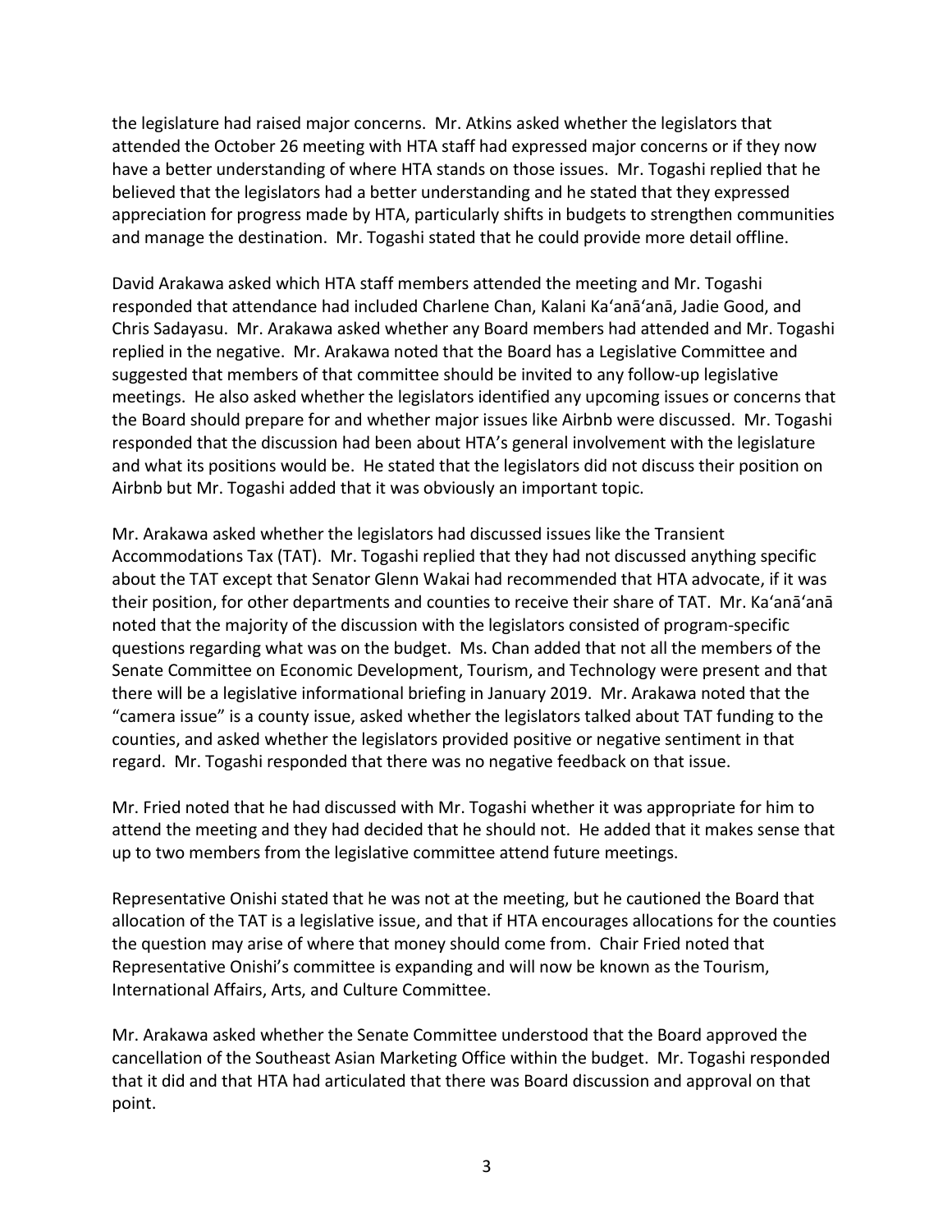the legislature had raised major concerns. Mr. Atkins asked whether the legislators that attended the October 26 meeting with HTA staff had expressed major concerns or if they now have a better understanding of where HTA stands on those issues. Mr. Togashi replied that he believed that the legislators had a better understanding and he stated that they expressed appreciation for progress made by HTA, particularly shifts in budgets to strengthen communities and manage the destination. Mr. Togashi stated that he could provide more detail offline.

David Arakawa asked which HTA staff members attended the meeting and Mr. Togashi responded that attendance had included Charlene Chan, Kalani Kaʻanāʻanā, Jadie Good, and Chris Sadayasu. Mr. Arakawa asked whether any Board members had attended and Mr. Togashi replied in the negative. Mr. Arakawa noted that the Board has a Legislative Committee and suggested that members of that committee should be invited to any follow-up legislative meetings. He also asked whether the legislators identified any upcoming issues or concerns that the Board should prepare for and whether major issues like Airbnb were discussed. Mr. Togashi responded that the discussion had been about HTA's general involvement with the legislature and what its positions would be. He stated that the legislators did not discuss their position on Airbnb but Mr. Togashi added that it was obviously an important topic.

Mr. Arakawa asked whether the legislators had discussed issues like the Transient Accommodations Tax (TAT). Mr. Togashi replied that they had not discussed anything specific about the TAT except that Senator Glenn Wakai had recommended that HTA advocate, if it was their position, for other departments and counties to receive their share of TAT. Mr. Kaʻanāʻanā noted that the majority of the discussion with the legislators consisted of program-specific questions regarding what was on the budget. Ms. Chan added that not all the members of the Senate Committee on Economic Development, Tourism, and Technology were present and that there will be a legislative informational briefing in January 2019. Mr. Arakawa noted that the "camera issue" is a county issue, asked whether the legislators talked about TAT funding to the counties, and asked whether the legislators provided positive or negative sentiment in that regard. Mr. Togashi responded that there was no negative feedback on that issue.

Mr. Fried noted that he had discussed with Mr. Togashi whether it was appropriate for him to attend the meeting and they had decided that he should not. He added that it makes sense that up to two members from the legislative committee attend future meetings.

Representative Onishi stated that he was not at the meeting, but he cautioned the Board that allocation of the TAT is a legislative issue, and that if HTA encourages allocations for the counties the question may arise of where that money should come from. Chair Fried noted that Representative Onishi's committee is expanding and will now be known as the Tourism, International Affairs, Arts, and Culture Committee.

Mr. Arakawa asked whether the Senate Committee understood that the Board approved the cancellation of the Southeast Asian Marketing Office within the budget. Mr. Togashi responded that it did and that HTA had articulated that there was Board discussion and approval on that point.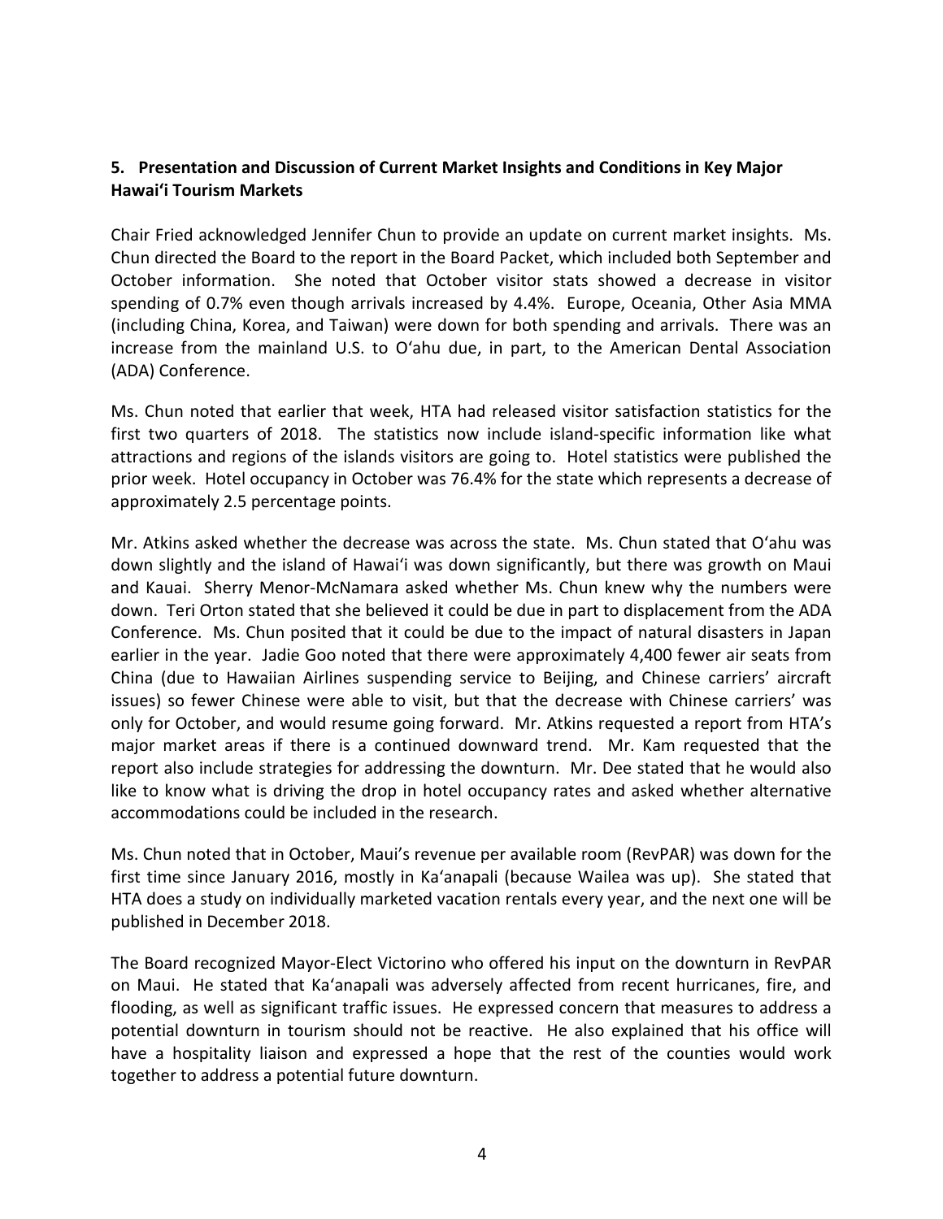**5. Presentation and Discussion of Current Market Insights and Conditions in Key Major Hawaiʻi Tourism Markets**

Chair Fried acknowledged Jennifer Chun to provide an update on current market insights. Ms. Chun directed the Board to the report in the Board Packet, which included both September and October information. She noted that October visitor stats showed a decrease in visitor spending of 0.7% even though arrivals increased by 4.4%. Europe, Oceania, Other Asia MMA (including China, Korea, and Taiwan) were down for both spending and arrivals. There was an increase from the mainland U.S. to Oʻahu due, in part, to the American Dental Association (ADA) Conference.

Ms. Chun noted that earlier that week, HTA had released visitor satisfaction statistics for the first two quarters of 2018. The statistics now include island-specific information like what attractions and regions of the islands visitors are going to. Hotel statistics were published the prior week. Hotel occupancy in October was 76.4% for the state which represents a decrease of approximately 2.5 percentage points.

Mr. Atkins asked whether the decrease was across the state. Ms. Chun stated that Oʻahu was down slightly and the island of Hawaiʻi was down significantly, but there was growth on Maui and Kauai. Sherry Menor-McNamara asked whether Ms. Chun knew why the numbers were down. Teri Orton stated that she believed it could be due in part to displacement from the ADA Conference. Ms. Chun posited that it could be due to the impact of natural disasters in Japan earlier in the year. Jadie Goo noted that there were approximately 4,400 fewer air seats from China (due to Hawaiian Airlines suspending service to Beijing, and Chinese carriers' aircraft issues) so fewer Chinese were able to visit, but that the decrease with Chinese carriers' was only for October, and would resume going forward. Mr. Atkins requested a report from HTA's major market areas if there is a continued downward trend. Mr. Kam requested that the report also include strategies for addressing the downturn. Mr. Dee stated that he would also like to know what is driving the drop in hotel occupancy rates and asked whether alternative accommodations could be included in the research.

Ms. Chun noted that in October, Maui's revenue per available room (RevPAR) was down for the first time since January 2016, mostly in Kaʻanapali (because Wailea was up). She stated that HTA does a study on individually marketed vacation rentals every year, and the next one will be published in December 2018.

The Board recognized Mayor-Elect Victorino who offered his input on the downturn in RevPAR on Maui. He stated that Kaʻanapali was adversely affected from recent hurricanes, fire, and flooding, as well as significant traffic issues. He expressed concern that measures to address a potential downturn in tourism should not be reactive. He also explained that his office will have a hospitality liaison and expressed a hope that the rest of the counties would work together to address a potential future downturn.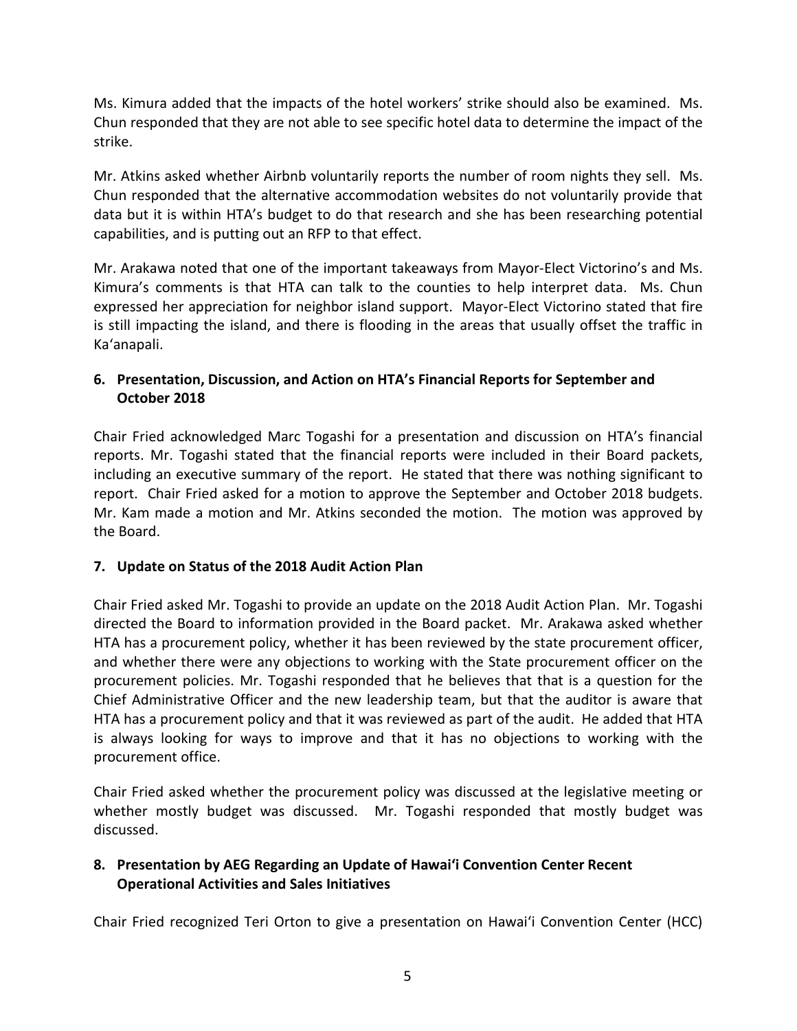Ms. Kimura added that the impacts of the hotel workers' strike should also be examined. Ms. Chun responded that they are not able to see specific hotel data to determine the impact of the strike.

Mr. Atkins asked whether Airbnb voluntarily reports the number of room nights they sell. Ms. Chun responded that the alternative accommodation websites do not voluntarily provide that data but it is within HTA's budget to do that research and she has been researching potential capabilities, and is putting out an RFP to that effect.

Mr. Arakawa noted that one of the important takeaways from Mayor-Elect Victorino's and Ms. Kimura's comments is that HTA can talk to the counties to help interpret data. Ms. Chun expressed her appreciation for neighbor island support. Mayor-Elect Victorino stated that fire is still impacting the island, and there is flooding in the areas that usually offset the traffic in Ka'anapali.

### 6. Presentation, Discussion, and Action on HTA's Financial Reports for September and October 2018

Chair Fried acknowledged Marc Togashi for a presentation and discussion on HTA's financial reports. Mr. Togashi stated that the financial reports were included in their Board packets, including an executive summary of the report. He stated that there was nothing significant to report. Chair Fried asked for a motion to approve the September and October 2018 budgets. Mr. Kam made a motion and Mr. Atkins seconded the motion. The motion was approved by the Board.

### 7. Update on Status of the 2018 Audit Action Plan

Chair Fried asked Mr. Togashi to provide an update on the 2018 Audit Action Plan. Mr. Togashi directed the Board to information provided in the Board packet. Mr. Arakawa asked whether HTA has a procurement policy, whether it has been reviewed by the state procurement officer, and whether there were any objections to working with the State procurement officer on the procurement policies. Mr. Togashi responded that he believes that that is a question for the Chief Administrative Officer and the new leadership team, but that the auditor is aware that HTA has a procurement policy and that it was reviewed as part of the audit. He added that HTA is always looking for ways to improve and that it has no objections to working with the procurement office.

Chair Fried asked whether the procurement policy was discussed at the legislative meeting or whether mostly budget was discussed. Mr. Togashi responded that mostly budget was discussed.

### 8. Presentation by AEG Regarding an Update of Hawai'i Convention Center Recent Operational Activities and Sales Initiatives

Chair Fried recognized Teri Orton to give a presentation on Hawai'i Convention Center (HCC)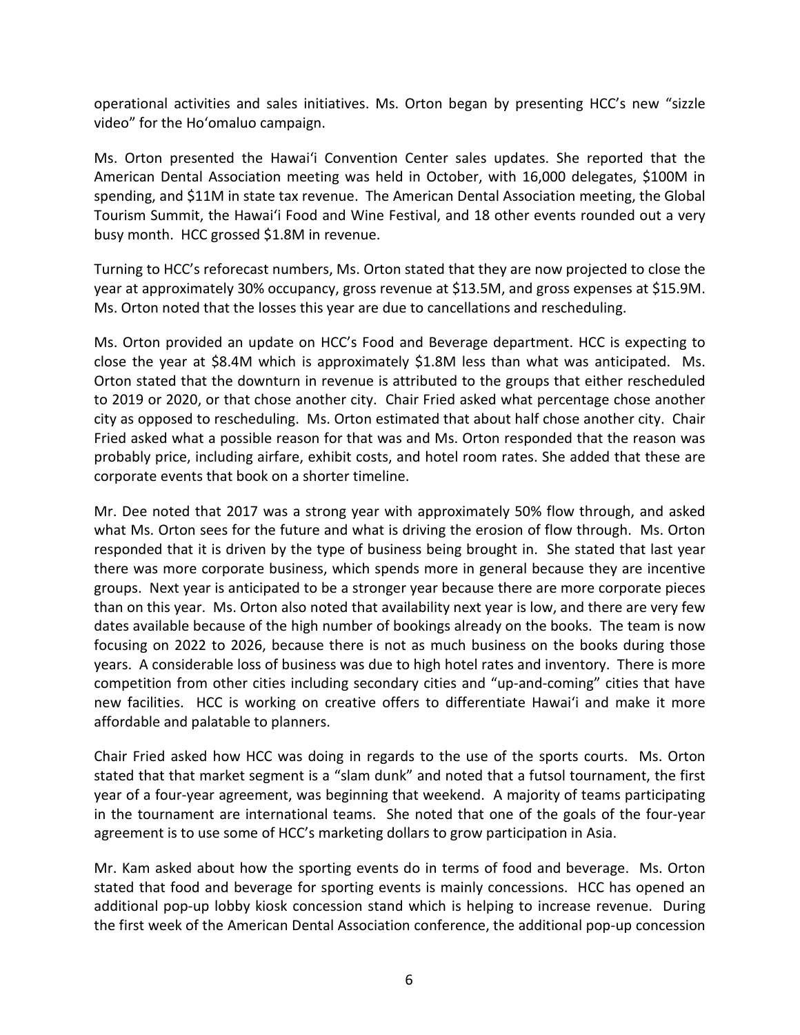operational activities and sales initiatives. Ms. Orton began by presenting HCC's new "sizzle video" for the Ho'omaluo campaign.

Ms. Orton presented the Hawai'i Convention Center sales updates. She reported that the American Dental Association meeting was held in October, with 16,000 delegates, $100M in spending, and $11M in state tax revenue. The American Dental Association meeting, the Global Tourism Summit, the Hawai'i Food and Wine Festival, and 18 other events rounded out a very busy month. HCC grossed $1.8M in revenue.

Turning to HCC's reforecast numbers, Ms. Orton stated that they are now projected to close the year at approximately 30% occupancy, gross revenue at $13.5M, and gross expenses at $15.9M. Ms. Orton noted that the losses this year are due to cancellations and rescheduling.

Ms. Orton provided an update on HCC's Food and Beverage department. HCC is expecting to close the year at $8.4M which is approximately $1.8M less than what was anticipated. Ms. Orton stated that the downturn in revenue is attributed to the groups that either rescheduled to 2019 or 2020, or that chose another city. Chair Fried asked what percentage chose another city as opposed to rescheduling. Ms. Orton estimated that about half chose another city. Chair Fried asked what a possible reason for that was and Ms. Orton responded that the reason was probably price, including airfare, exhibit costs, and hotel room rates. She added that these are corporate events that book on a shorter timeline.

Mr. Dee noted that 2017 was a strong year with approximately 50% flow through, and asked what Ms. Orton sees for the future and what is driving the erosion of flow through. Ms. Orton responded that it is driven by the type of business being brought in. She stated that last year there was more corporate business, which spends more in general because they are incentive groups. Next year is anticipated to be a stronger year because there are more corporate pieces than on this year. Ms. Orton also noted that availability next year is low, and there are very few dates available because of the high number of bookings already on the books. The team is now focusing on 2022 to 2026, because there is not as much business on the books during those years. A considerable loss of business was due to high hotel rates and inventory. There is more competition from other cities including secondary cities and "up-and-coming" cities that have new facilities. HCC is working on creative offers to differentiate Hawai'i and make it more affordable and palatable to planners.

Chair Fried asked how HCC was doing in regards to the use of the sports courts. Ms. Orton stated that that market segment is a "slam dunk" and noted that a futsol tournament, the first year of a four-year agreement, was beginning that weekend. A majority of teams participating in the tournament are international teams. She noted that one of the goals of the four-year agreement is to use some of HCC's marketing dollars to grow participation in Asia.

Mr. Kam asked about how the sporting events do in terms of food and beverage. Ms. Orton stated that food and beverage for sporting events is mainly concessions. HCC has opened an additional pop-up lobby kiosk concession stand which is helping to increase revenue. During the first week of the American Dental Association conference, the additional pop-up concession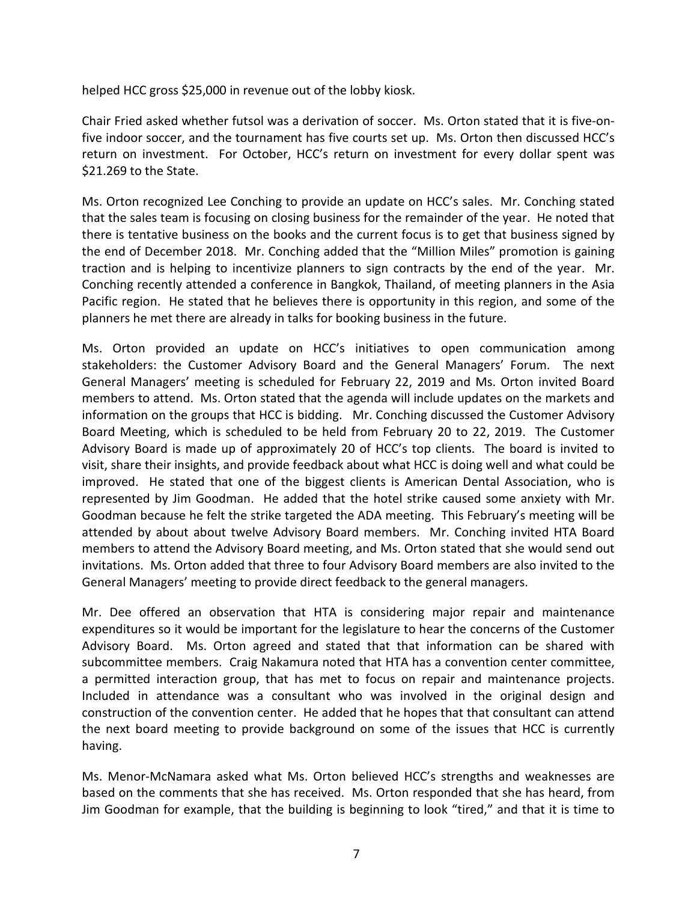helped HCC gross $25,000 in revenue out of the lobby kiosk.

Chair Fried asked whether futsol was a derivation of soccer. Ms. Orton stated that it is five-on-five indoor soccer, and the tournament has five courts set up. Ms. Orton then discussed HCC's return on investment. For October, HCC's return on investment for every dollar spent was $21.269 to the State.

Ms. Orton recognized Lee Conching to provide an update on HCC's sales. Mr. Conching stated that the sales team is focusing on closing business for the remainder of the year. He noted that there is tentative business on the books and the current focus is to get that business signed by the end of December 2018. Mr. Conching added that the "Million Miles" promotion is gaining traction and is helping to incentivize planners to sign contracts by the end of the year. Mr. Conching recently attended a conference in Bangkok, Thailand, of meeting planners in the Asia Pacific region. He stated that he believes there is opportunity in this region, and some of the planners he met there are already in talks for booking business in the future.

Ms. Orton provided an update on HCC's initiatives to open communication among stakeholders: the Customer Advisory Board and the General Managers' Forum. The next General Managers' meeting is scheduled for February 22, 2019 and Ms. Orton invited Board members to attend. Ms. Orton stated that the agenda will include updates on the markets and information on the groups that HCC is bidding. Mr. Conching discussed the Customer Advisory Board Meeting, which is scheduled to be held from February 20 to 22, 2019. The Customer Advisory Board is made up of approximately 20 of HCC's top clients. The board is invited to visit, share their insights, and provide feedback about what HCC is doing well and what could be improved. He stated that one of the biggest clients is American Dental Association, who is represented by Jim Goodman. He added that the hotel strike caused some anxiety with Mr. Goodman because he felt the strike targeted the ADA meeting. This February's meeting will be attended by about about twelve Advisory Board members. Mr. Conching invited HTA Board members to attend the Advisory Board meeting, and Ms. Orton stated that she would send out invitations. Ms. Orton added that three to four Advisory Board members are also invited to the General Managers' meeting to provide direct feedback to the general managers.

Mr. Dee offered an observation that HTA is considering major repair and maintenance expenditures so it would be important for the legislature to hear the concerns of the Customer Advisory Board. Ms. Orton agreed and stated that that information can be shared with subcommittee members. Craig Nakamura noted that HTA has a convention center committee, a permitted interaction group, that has met to focus on repair and maintenance projects. Included in attendance was a consultant who was involved in the original design and construction of the convention center. He added that he hopes that that consultant can attend the next board meeting to provide background on some of the issues that HCC is currently having.

Ms. Menor-McNamara asked what Ms. Orton believed HCC's strengths and weaknesses are based on the comments that she has received. Ms. Orton responded that she has heard, from Jim Goodman for example, that the building is beginning to look "tired," and that it is time to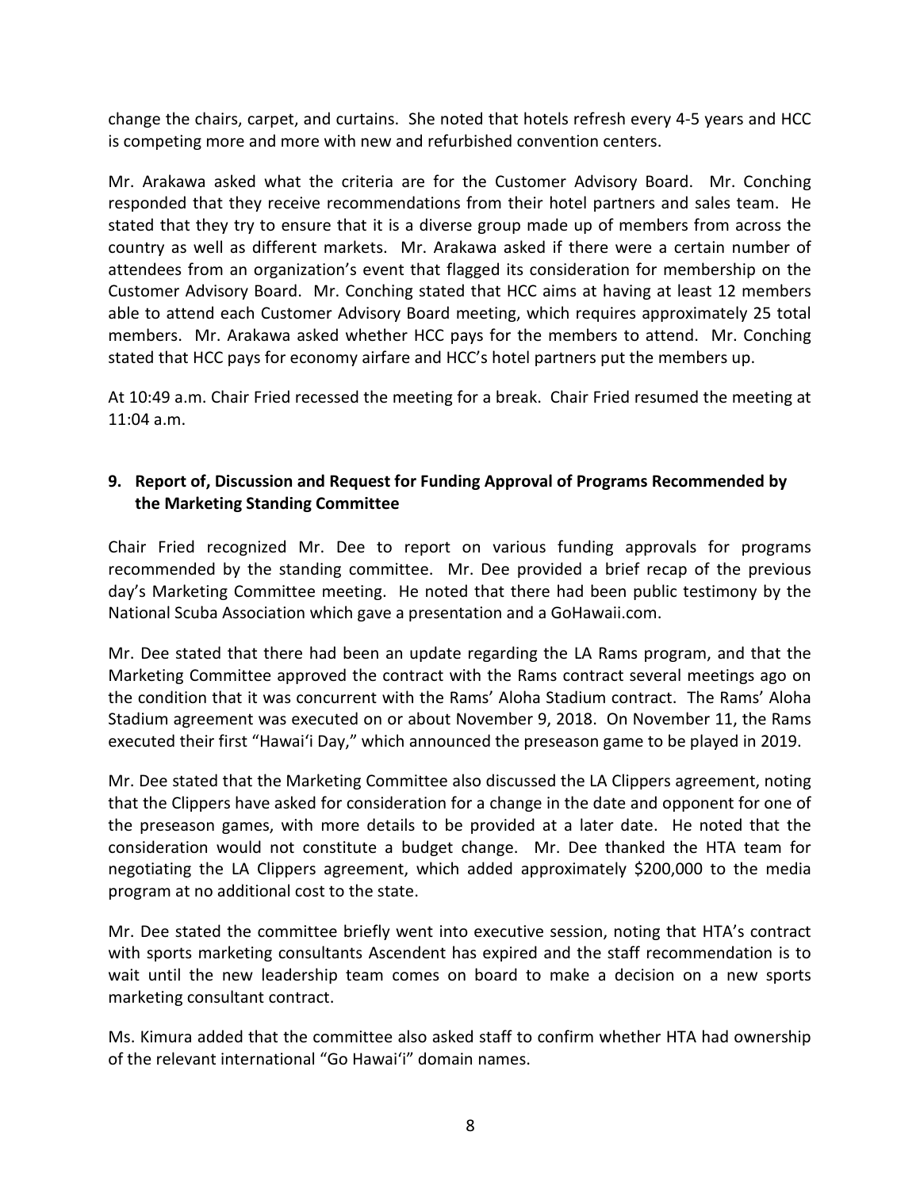change the chairs, carpet, and curtains. She noted that hotels refresh every 4-5 years and HCC is competing more and more with new and refurbished convention centers.

Mr. Arakawa asked what the criteria are for the Customer Advisory Board. Mr. Conching responded that they receive recommendations from their hotel partners and sales team. He stated that they try to ensure that it is a diverse group made up of members from across the country as well as different markets. Mr. Arakawa asked if there were a certain number of attendees from an organization's event that flagged its consideration for membership on the Customer Advisory Board. Mr. Conching stated that HCC aims at having at least 12 members able to attend each Customer Advisory Board meeting, which requires approximately 25 total members. Mr. Arakawa asked whether HCC pays for the members to attend. Mr. Conching stated that HCC pays for economy airfare and HCC's hotel partners put the members up.

At 10:49 a.m. Chair Fried recessed the meeting for a break. Chair Fried resumed the meeting at 11:04 a.m.

**9. Report of, Discussion and Request for Funding Approval of Programs Recommended by the Marketing Standing Committee**

Chair Fried recognized Mr. Dee to report on various funding approvals for programs recommended by the standing committee. Mr. Dee provided a brief recap of the previous day's Marketing Committee meeting. He noted that there had been public testimony by the National Scuba Association which gave a presentation and a GoHawaii.com.

Mr. Dee stated that there had been an update regarding the LA Rams program, and that the Marketing Committee approved the contract with the Rams contract several meetings ago on the condition that it was concurrent with the Rams' Aloha Stadium contract. The Rams' Aloha Stadium agreement was executed on or about November 9, 2018. On November 11, the Rams executed their first "Hawaiʻi Day," which announced the preseason game to be played in 2019.

Mr. Dee stated that the Marketing Committee also discussed the LA Clippers agreement, noting that the Clippers have asked for consideration for a change in the date and opponent for one of the preseason games, with more details to be provided at a later date. He noted that the consideration would not constitute a budget change. Mr. Dee thanked the HTA team for negotiating the LA Clippers agreement, which added approximately $200,000 to the media program at no additional cost to the state.

Mr. Dee stated the committee briefly went into executive session, noting that HTA's contract with sports marketing consultants Ascendent has expired and the staff recommendation is to wait until the new leadership team comes on board to make a decision on a new sports marketing consultant contract.

Ms. Kimura added that the committee also asked staff to confirm whether HTA had ownership of the relevant international "Go Hawaiʻi" domain names.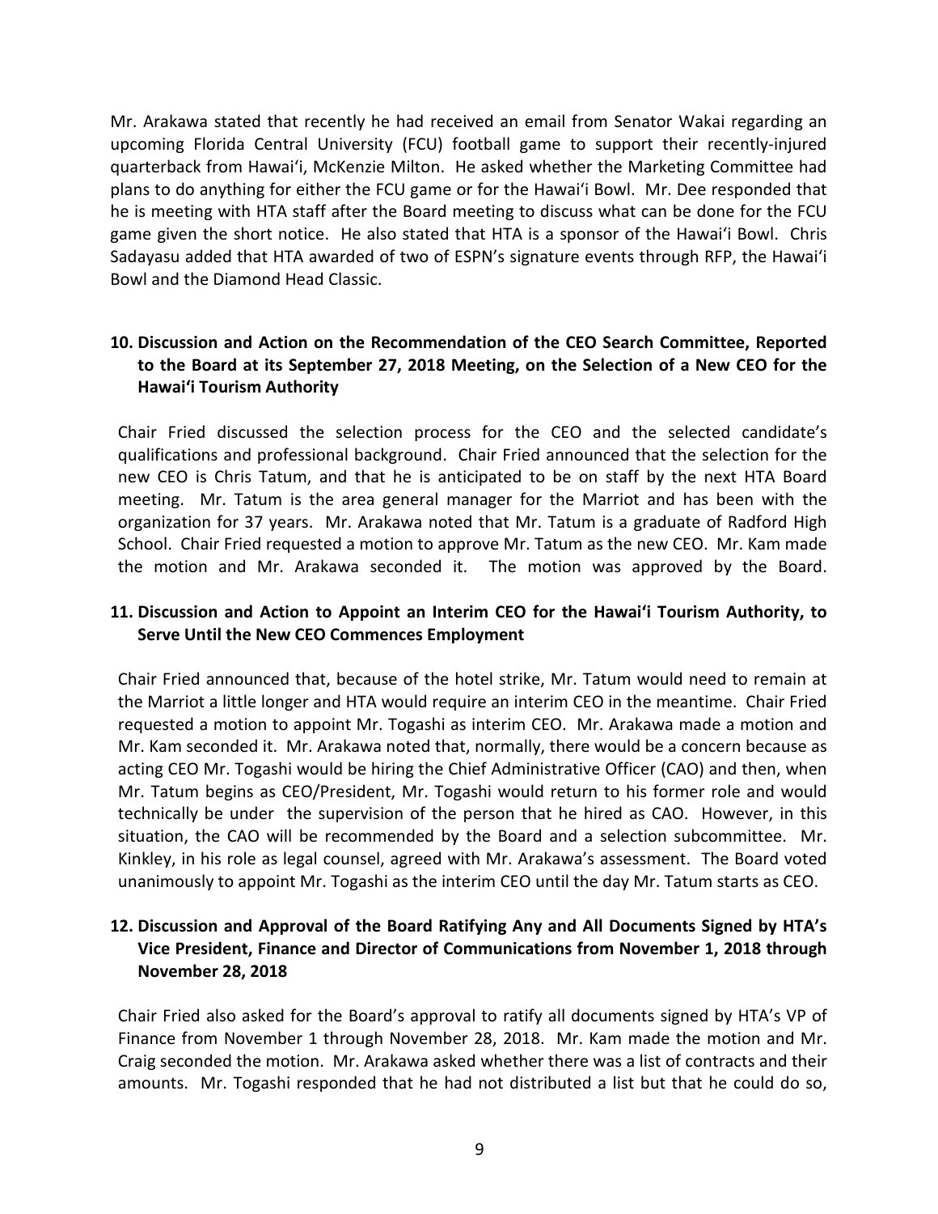Mr. Arakawa stated that recently he had received an email from Senator Wakai regarding an upcoming Florida Central University (FCU) football game to support their recently-injured quarterback from Hawaiʻi, McKenzie Milton. He asked whether the Marketing Committee had plans to do anything for either the FCU game or for the Hawaiʻi Bowl. Mr. Dee responded that he is meeting with HTA staff after the Board meeting to discuss what can be done for the FCU game given the short notice. He also stated that HTA is a sponsor of the Hawaiʻi Bowl. Chris Sadayasu added that HTA awarded of two of ESPN's signature events through RFP, the Hawaiʻi Bowl and the Diamond Head Classic.

### 10. Discussion and Action on the Recommendation of the CEO Search Committee, Reported to the Board at its September 27, 2018 Meeting, on the Selection of a New CEO for the Hawaiʻi Tourism Authority

Chair Fried discussed the selection process for the CEO and the selected candidate's qualifications and professional background. Chair Fried announced that the selection for the new CEO is Chris Tatum, and that he is anticipated to be on staff by the next HTA Board meeting. Mr. Tatum is the area general manager for the Marriot and has been with the organization for 37 years. Mr. Arakawa noted that Mr. Tatum is a graduate of Radford High School. Chair Fried requested a motion to approve Mr. Tatum as the new CEO. Mr. Kam made the motion and Mr. Arakawa seconded it. The motion was approved by the Board.

### 11. Discussion and Action to Appoint an Interim CEO for the Hawaiʻi Tourism Authority, to Serve Until the New CEO Commences Employment

Chair Fried announced that, because of the hotel strike, Mr. Tatum would need to remain at the Marriot a little longer and HTA would require an interim CEO in the meantime. Chair Fried requested a motion to appoint Mr. Togashi as interim CEO. Mr. Arakawa made a motion and Mr. Kam seconded it. Mr. Arakawa noted that, normally, there would be a concern because as acting CEO Mr. Togashi would be hiring the Chief Administrative Officer (CAO) and then, when Mr. Tatum begins as CEO/President, Mr. Togashi would return to his former role and would technically be under the supervision of the person that he hired as CAO. However, in this situation, the CAO will be recommended by the Board and a selection subcommittee. Mr. Kinkley, in his role as legal counsel, agreed with Mr. Arakawa's assessment. The Board voted unanimously to appoint Mr. Togashi as the interim CEO until the day Mr. Tatum starts as CEO.

### 12. Discussion and Approval of the Board Ratifying Any and All Documents Signed by HTA's Vice President, Finance and Director of Communications from November 1, 2018 through November 28, 2018

Chair Fried also asked for the Board's approval to ratify all documents signed by HTA's VP of Finance from November 1 through November 28, 2018. Mr. Kam made the motion and Mr. Craig seconded the motion. Mr. Arakawa asked whether there was a list of contracts and their amounts. Mr. Togashi responded that he had not distributed a list but that he could do so,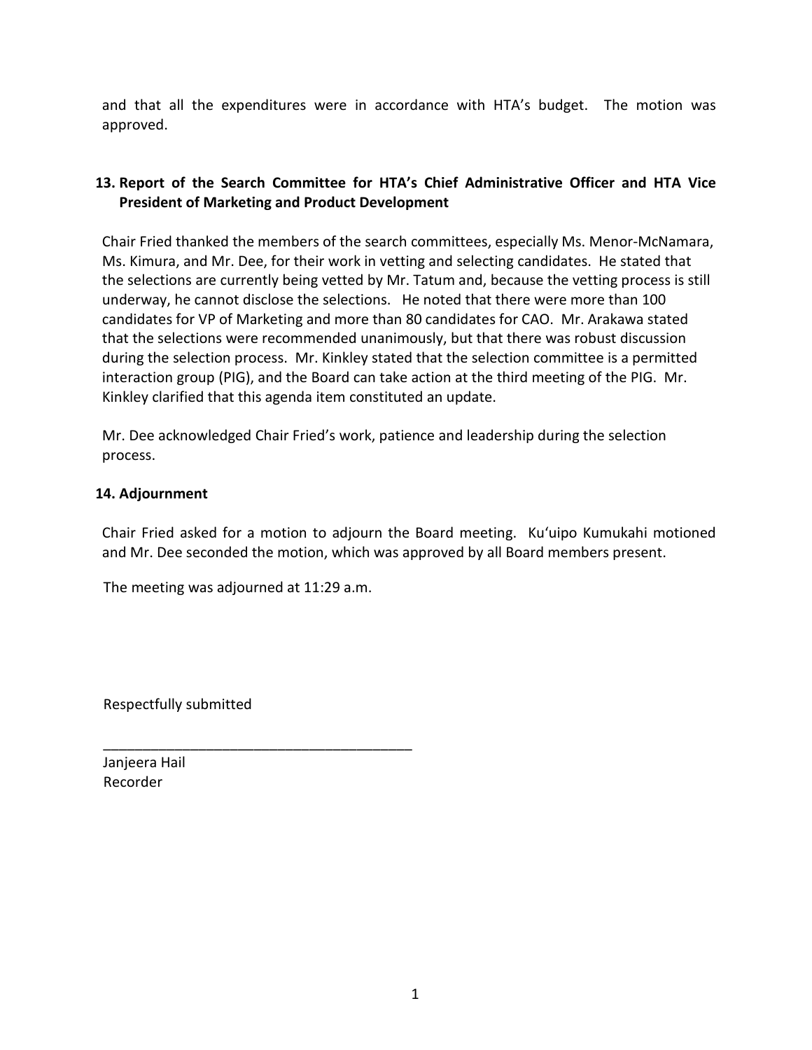and that all the expenditures were in accordance with HTA's budget. The motion was approved.

**13. Report of the Search Committee for HTA's Chief Administrative Officer and HTA Vice President of Marketing and Product Development**

Chair Fried thanked the members of the search committees, especially Ms. Menor-McNamara, Ms. Kimura, and Mr. Dee, for their work in vetting and selecting candidates. He stated that the selections are currently being vetted by Mr. Tatum and, because the vetting process is still underway, he cannot disclose the selections. He noted that there were more than 100 candidates for VP of Marketing and more than 80 candidates for CAO. Mr. Arakawa stated that the selections were recommended unanimously, but that there was robust discussion during the selection process. Mr. Kinkley stated that the selection committee is a permitted interaction group (PIG), and the Board can take action at the third meeting of the PIG. Mr. Kinkley clarified that this agenda item constituted an update.

Mr. Dee acknowledged Chair Fried's work, patience and leadership during the selection process.

**14. Adjournment**

Chair Fried asked for a motion to adjourn the Board meeting. Ku'uipo Kumukahi motioned and Mr. Dee seconded the motion, which was approved by all Board members present.

The meeting was adjourned at 11:29 a.m.

Respectfully submitted

\_\_\_\_\_\_\_\_\_\_\_\_\_\_\_\_\_\_\_\_\_\_\_\_\_\_\_\_\_\_\_\_\_\_\_\_\_\_\_\_

Janjeera Hail
Recorder